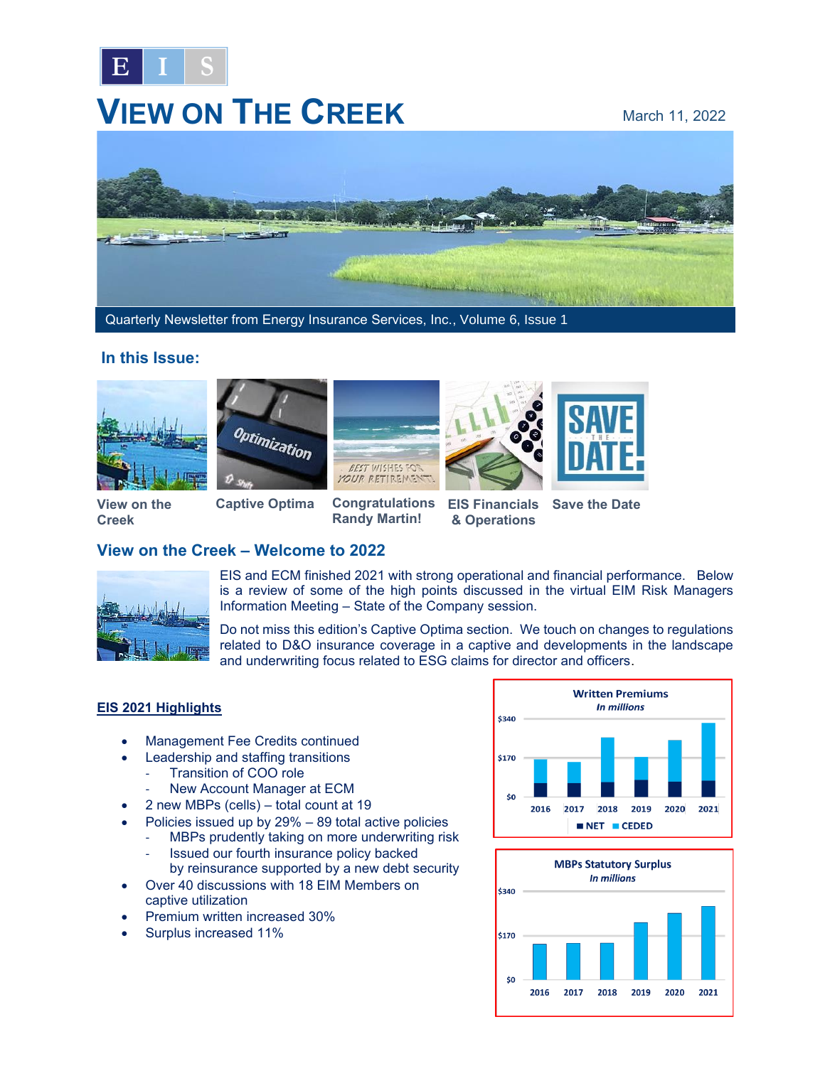# VIEW ON THE CREEK

March 11, 2022

Quarterly Newsletter from Energy Insurance Services, Inc., Volume 6, Issue 1

## In this Issue:

View on the Creek | Captive Optima | Congratulations Randy Martin! | EIS Financials & Operations | Save the Date

## View on the Creek – Welcome to 2022

EIS and ECM finished 2021 with strong operational and financial performance. Below is a review of some of the high points discussed in the virtual EIM Risk Managers Information Meeting – State of the Company session.

Do not miss this edition's Captive Optima section. We touch on changes to regulations related to D&O insurance coverage in a captive and developments in the landscape and underwriting focus related to ESG claims for director and officers.

### EIS 2021 Highlights

- Management Fee Credits continued
- Leadership and staffing transitions
  - Transition of COO role
  - New Account Manager at ECM
- 2 new MBPs (cells) – total count at 19
- Policies issued up by 29% – 89 total active policies
  - MBPs prudently taking on more underwriting risk
  - Issued our fourth insurance policy backed by reinsurance supported by a new debt security
- Over 40 discussions with 18 EIM Members on captive utilization
- Premium written increased 30%
- Surplus increased 11%

**Written Premiums**
*In millions*

$340 / $170 / $0 — 2016, 2017, 2018, 2019, 2020, 2021 — NET, CEDED

**MBPs Statutory Surplus**
*In millions*

$340 / $170 / $0 — 2016, 2017, 2018, 2019, 2020, 2021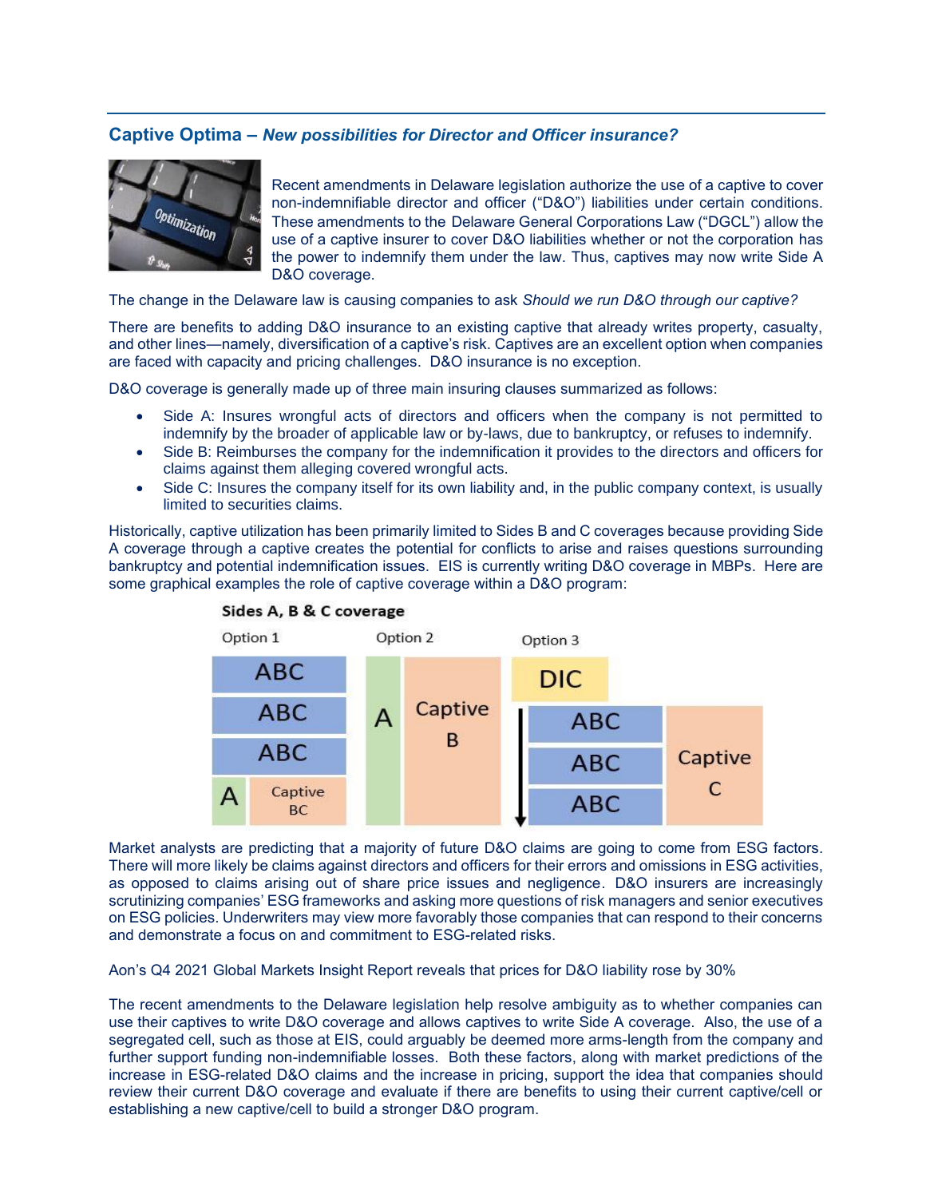## Captive Optima – *New possibilities for Director and Officer insurance?*

Recent amendments in Delaware legislation authorize the use of a captive to cover non-indemnifiable director and officer ("D&O") liabilities under certain conditions. These amendments to the Delaware General Corporations Law ("DGCL") allow the use of a captive insurer to cover D&O liabilities whether or not the corporation has the power to indemnify them under the law. Thus, captives may now write Side A D&O coverage.

The change in the Delaware law is causing companies to ask *Should we run D&O through our captive?*

There are benefits to adding D&O insurance to an existing captive that already writes property, casualty, and other lines—namely, diversification of a captive's risk. Captives are an excellent option when companies are faced with capacity and pricing challenges. D&O insurance is no exception.

D&O coverage is generally made up of three main insuring clauses summarized as follows:

- Side A: Insures wrongful acts of directors and officers when the company is not permitted to indemnify by the broader of applicable law or by-laws, due to bankruptcy, or refuses to indemnify.
- Side B: Reimburses the company for the indemnification it provides to the directors and officers for claims against them alleging covered wrongful acts.
- Side C: Insures the company itself for its own liability and, in the public company context, is usually limited to securities claims.

Historically, captive utilization has been primarily limited to Sides B and C coverages because providing Side A coverage through a captive creates the potential for conflicts to arise and raises questions surrounding bankruptcy and potential indemnification issues. EIS is currently writing D&O coverage in MBPs. Here are some graphical examples the role of captive coverage within a D&O program:

**Sides A, B & C coverage**

| Option 1 | Option 2 | Option 3 |
|---|---|---|
| ABC / ABC / ABC / A + Captive BC | A + Captive B | DIC / ABC / ABC / ABC + Captive C |

Market analysts are predicting that a majority of future D&O claims are going to come from ESG factors. There will more likely be claims against directors and officers for their errors and omissions in ESG activities, as opposed to claims arising out of share price issues and negligence. D&O insurers are increasingly scrutinizing companies' ESG frameworks and asking more questions of risk managers and senior executives on ESG policies. Underwriters may view more favorably those companies that can respond to their concerns and demonstrate a focus on and commitment to ESG-related risks.

Aon's Q4 2021 Global Markets Insight Report reveals that prices for D&O liability rose by 30%

The recent amendments to the Delaware legislation help resolve ambiguity as to whether companies can use their captives to write D&O coverage and allows captives to write Side A coverage. Also, the use of a segregated cell, such as those at EIS, could arguably be deemed more arms-length from the company and further support funding non-indemnifiable losses. Both these factors, along with market predictions of the increase in ESG-related D&O claims and the increase in pricing, support the idea that companies should review their current D&O coverage and evaluate if there are benefits to using their current captive/cell or establishing a new captive/cell to build a stronger D&O program.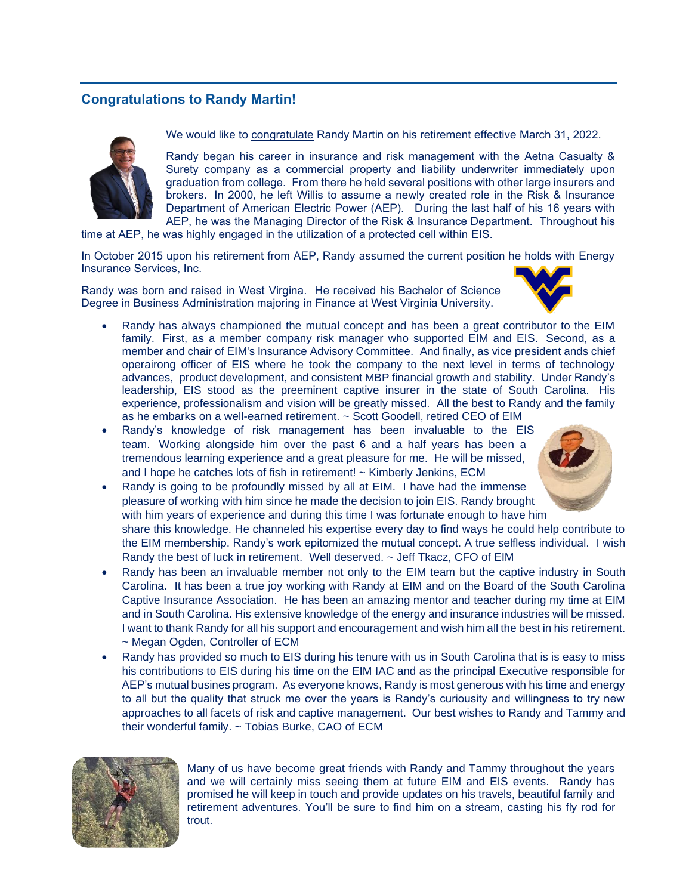## Congratulations to Randy Martin!

We would like to congratulate Randy Martin on his retirement effective March 31, 2022.

Randy began his career in insurance and risk management with the Aetna Casualty & Surety company as a commercial property and liability underwriter immediately upon graduation from college. From there he held several positions with other large insurers and brokers. In 2000, he left Willis to assume a newly created role in the Risk & Insurance Department of American Electric Power (AEP). During the last half of his 16 years with AEP, he was the Managing Director of the Risk & Insurance Department. Throughout his time at AEP, he was highly engaged in the utilization of a protected cell within EIS.

In October 2015 upon his retirement from AEP, Randy assumed the current position he holds with Energy Insurance Services, Inc.

Randy was born and raised in West Virgina. He received his Bachelor of Science Degree in Business Administration majoring in Finance at West Virginia University.

- Randy has always championed the mutual concept and has been a great contributor to the EIM family. First, as a member company risk manager who supported EIM and EIS. Second, as a member and chair of EIM's Insurance Advisory Committee. And finally, as vice president ands chief operairong officer of EIS where he took the company to the next level in terms of technology advances, product development, and consistent MBP financial growth and stability. Under Randy's leadership, EIS stood as the preeminent captive insurer in the state of South Carolina. His experience, professionalism and vision will be greatly missed. All the best to Randy and the family as he embarks on a well-earned retirement. ~ Scott Goodell, retired CEO of EIM
- Randy's knowledge of risk management has been invaluable to the EIS team. Working alongside him over the past 6 and a half years has been a tremendous learning experience and a great pleasure for me. He will be missed, and I hope he catches lots of fish in retirement! ~ Kimberly Jenkins, ECM
- Randy is going to be profoundly missed by all at EIM. I have had the immense pleasure of working with him since he made the decision to join EIS. Randy brought with him years of experience and during this time I was fortunate enough to have him share this knowledge. He channeled his expertise every day to find ways he could help contribute to the EIM membership. Randy's work epitomized the mutual concept. A true selfless individual. I wish Randy the best of luck in retirement. Well deserved. ~ Jeff Tkacz, CFO of EIM
- Randy has been an invaluable member not only to the EIM team but the captive industry in South Carolina. It has been a true joy working with Randy at EIM and on the Board of the South Carolina Captive Insurance Association. He has been an amazing mentor and teacher during my time at EIM and in South Carolina. His extensive knowledge of the energy and insurance industries will be missed. I want to thank Randy for all his support and encouragement and wish him all the best in his retirement. ~ Megan Ogden, Controller of ECM
- Randy has provided so much to EIS during his tenure with us in South Carolina that is is easy to miss his contributions to EIS during his time on the EIM IAC and as the principal Executive responsible for AEP's mutual busines program. As everyone knows, Randy is most generous with his time and energy to all but the quality that struck me over the years is Randy's curiousity and willingness to try new approaches to all facets of risk and captive management. Our best wishes to Randy and Tammy and their wonderful family. ~ Tobias Burke, CAO of ECM

Many of us have become great friends with Randy and Tammy throughout the years and we will certainly miss seeing them at future EIM and EIS events. Randy has promised he will keep in touch and provide updates on his travels, beautiful family and retirement adventures. You'll be sure to find him on a stream, casting his fly rod for trout.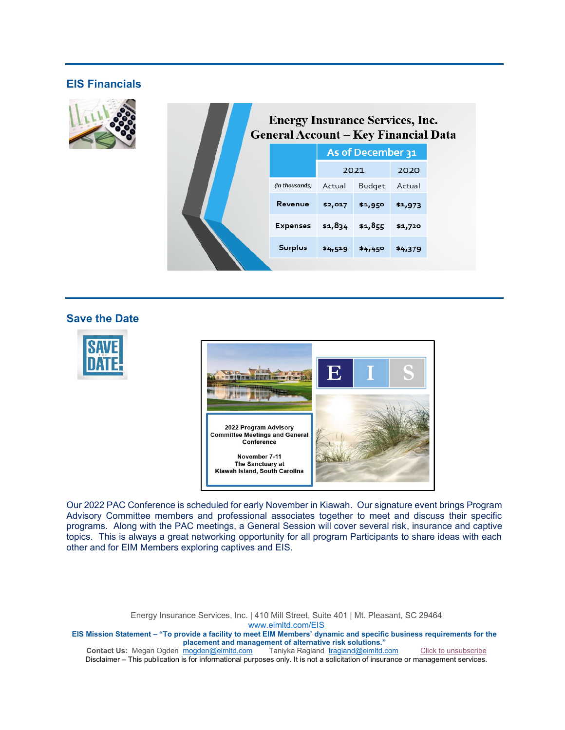## EIS Financials

**Energy Insurance Services, Inc.**
**General Account – Key Financial Data**

| | As of December 31 | | |
|---|---|---|---|
| | 2021 | | 2020 |
| *(In thousands)* | Actual | Budget | Actual |
| Revenue | $2,017 | $1,950 | $1,973 |
| Expenses | $1,834 | $1,855 | $1,720 |
| Surplus | $4,519 | $4,450 | $4,379 |

## Save the Date

**2022 Program Advisory Committee Meetings and General Conference**

**November 7-11**
**The Sanctuary at Kiawah Island, South Carolina**

EIS

Our 2022 PAC Conference is scheduled for early November in Kiawah. Our signature event brings Program Advisory Committee members and professional associates together to meet and discuss their specific programs. Along with the PAC meetings, a General Session will cover several risk, insurance and captive topics. This is always a great networking opportunity for all program Participants to share ideas with each other and for EIM Members exploring captives and EIS.

Energy Insurance Services, Inc. | 410 Mill Street, Suite 401 | Mt. Pleasant, SC 29464
www.eimltd.com/EIS

**EIS Mission Statement – "To provide a facility to meet EIM Members' dynamic and specific business requirements for the placement and management of alternative risk solutions."**

**Contact Us:** Megan Ogden mogden@eimltd.com Taniyka Ragland tragland@eimltd.com Click to unsubscribe

Disclaimer – This publication is for informational purposes only. It is not a solicitation of insurance or management services.